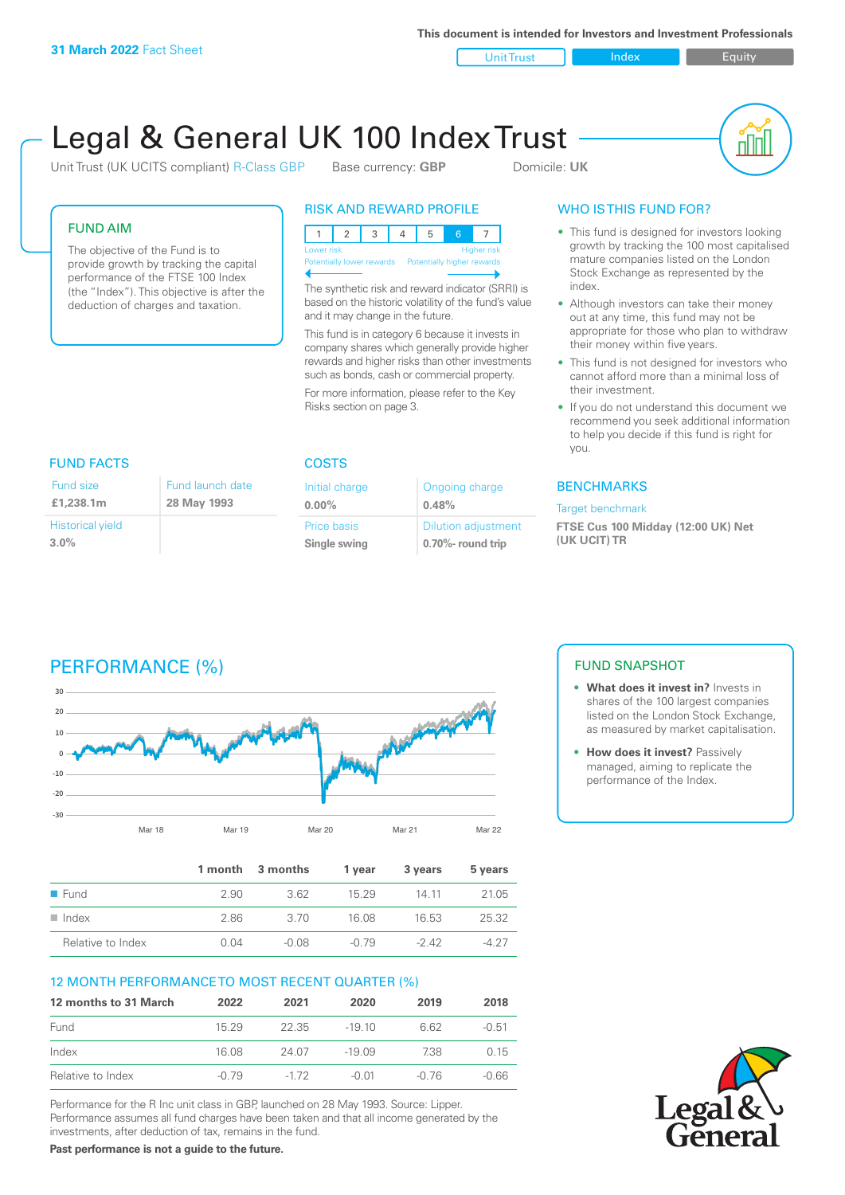31 March 2022 Fact Sheet

This document is intended for Investors and Investment Professionals

Unit Trust | Index | Equity

# Legal & General UK 100 Index Trust

Unit Trust (UK UCITS compliant) R-Class GBP   Base currency: **GBP**   Domicile: **UK**

## FUND AIM

The objective of the Fund is to provide growth by tracking the capital performance of the FTSE 100 Index (the "Index"). This objective is after the deduction of charges and taxation.

## RISK AND REWARD PROFILE

| 1 | 2 | 3 | 4 | 5 | 6 | 7 |
|---|---|---|---|---|---|---|

Lower risk — Potentially lower rewards / Higher risk — Potentially higher rewards

The synthetic risk and reward indicator (SRRI) is based on the historic volatility of the fund's value and it may change in the future.

This fund is in category 6 because it invests in company shares which generally provide higher rewards and higher risks than other investments such as bonds, cash or commercial property.

For more information, please refer to the Key Risks section on page 3.

## WHO IS THIS FUND FOR?

- This fund is designed for investors looking growth by tracking the 100 most capitalised mature companies listed on the London Stock Exchange as represented by the index.
- Although investors can take their money out at any time, this fund may not be appropriate for those who plan to withdraw their money within five years.
- This fund is not designed for investors who cannot afford more than a minimal loss of their investment.
- If you do not understand this document we recommend you seek additional information to help you decide if this fund is right for you.

## FUND FACTS

| Fund size | Fund launch date |
|---|---|
| **£1,238.1m** | **28 May 1993** |
| Historical yield | |
| **3.0%** | |

## COSTS

| Initial charge | Ongoing charge |
|---|---|
| **0.00%** | **0.48%** |
| Price basis | Dilution adjustment |
| **Single swing** | **0.70%- round trip** |

## BENCHMARKS

Target benchmark

**FTSE Cus 100 Midday (12:00 UK) Net (UK UCIT) TR**

## PERFORMANCE (%)

| | 1 month | 3 months | 1 year | 3 years | 5 years |
|---|---|---|---|---|---|
| Fund | 2.90 | 3.62 | 15.29 | 14.11 | 21.05 |
| Index | 2.86 | 3.70 | 16.08 | 16.53 | 25.32 |
| Relative to Index | 0.04 | -0.08 | -0.79 | -2.42 | -4.27 |

## 12 MONTH PERFORMANCE TO MOST RECENT QUARTER (%)

| 12 months to 31 March | 2022 | 2021 | 2020 | 2019 | 2018 |
|---|---|---|---|---|---|
| Fund | 15.29 | 22.35 | -19.10 | 6.62 | -0.51 |
| Index | 16.08 | 24.07 | -19.09 | 7.38 | 0.15 |
| Relative to Index | -0.79 | -1.72 | -0.01 | -0.76 | -0.66 |

Performance for the R Inc unit class in GBP, launched on 28 May 1993. Source: Lipper. Performance assumes all fund charges have been taken and that all income generated by the investments, after deduction of tax, remains in the fund.

**Past performance is not a guide to the future.**

## FUND SNAPSHOT

- **What does it invest in?** Invests in shares of the 100 largest companies listed on the London Stock Exchange, as measured by market capitalisation.
- **How does it invest?** Passively managed, aiming to replicate the performance of the Index.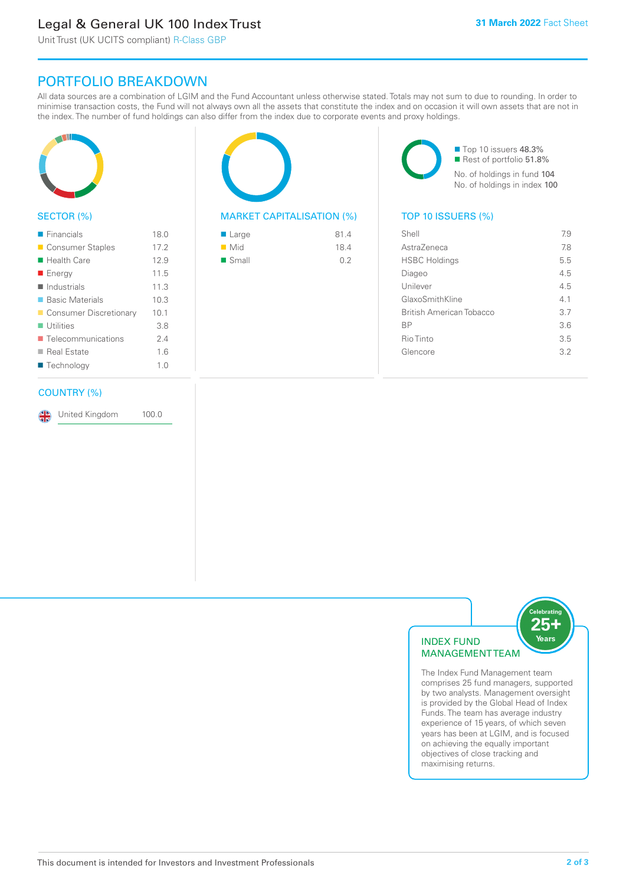## PORTFOLIO BREAKDOWN

All data sources are a combination of LGIM and the Fund Accountant unless otherwise stated. Totals may not sum to due to rounding. In order to minimise transaction costs, the Fund will not always own all the assets that constitute the index and on occasion it will own assets that are not in the index. The number of fund holdings can also differ from the index due to corporate events and proxy holdings.

### SECTOR (%)

| Sector | % |
|---|---|
| Financials | 18.0 |
| Consumer Staples | 17.2 |
| Health Care | 12.9 |
| Energy | 11.5 |
| Industrials | 11.3 |
| Basic Materials | 10.3 |
| Consumer Discretionary | 10.1 |
| Utilities | 3.8 |
| Telecommunications | 2.4 |
| Real Estate | 1.6 |
| Technology | 1.0 |

### MARKET CAPITALISATION (%)

| Market Cap | % |
|---|---|
| Large | 81.4 |
| Mid | 18.4 |
| Small | 0.2 |

- Top 10 issuers 48.3%
- Rest of portfolio 51.8%

No. of holdings in fund 104

No. of holdings in index 100

### TOP 10 ISSUERS (%)

| Issuer | % |
|---|---|
| Shell | 7.9 |
| AstraZeneca | 7.8 |
| HSBC Holdings | 5.5 |
| Diageo | 4.5 |
| Unilever | 4.5 |
| GlaxoSmithKline | 4.1 |
| British American Tobacco | 3.7 |
| BP | 3.6 |
| Rio Tinto | 3.5 |
| Glencore | 3.2 |

### COUNTRY (%)

| Country | % |
|---|---|
| United Kingdom | 100.0 |

### INDEX FUND MANAGEMENT TEAM

Celebrating 25+ Years

The Index Fund Management team comprises 25 fund managers, supported by two analysts. Management oversight is provided by the Global Head of Index Funds. The team has average industry experience of 15 years, of which seven years has been at LGIM, and is focused on achieving the equally important objectives of close tracking and maximising returns.

This document is intended for Investors and Investment Professionals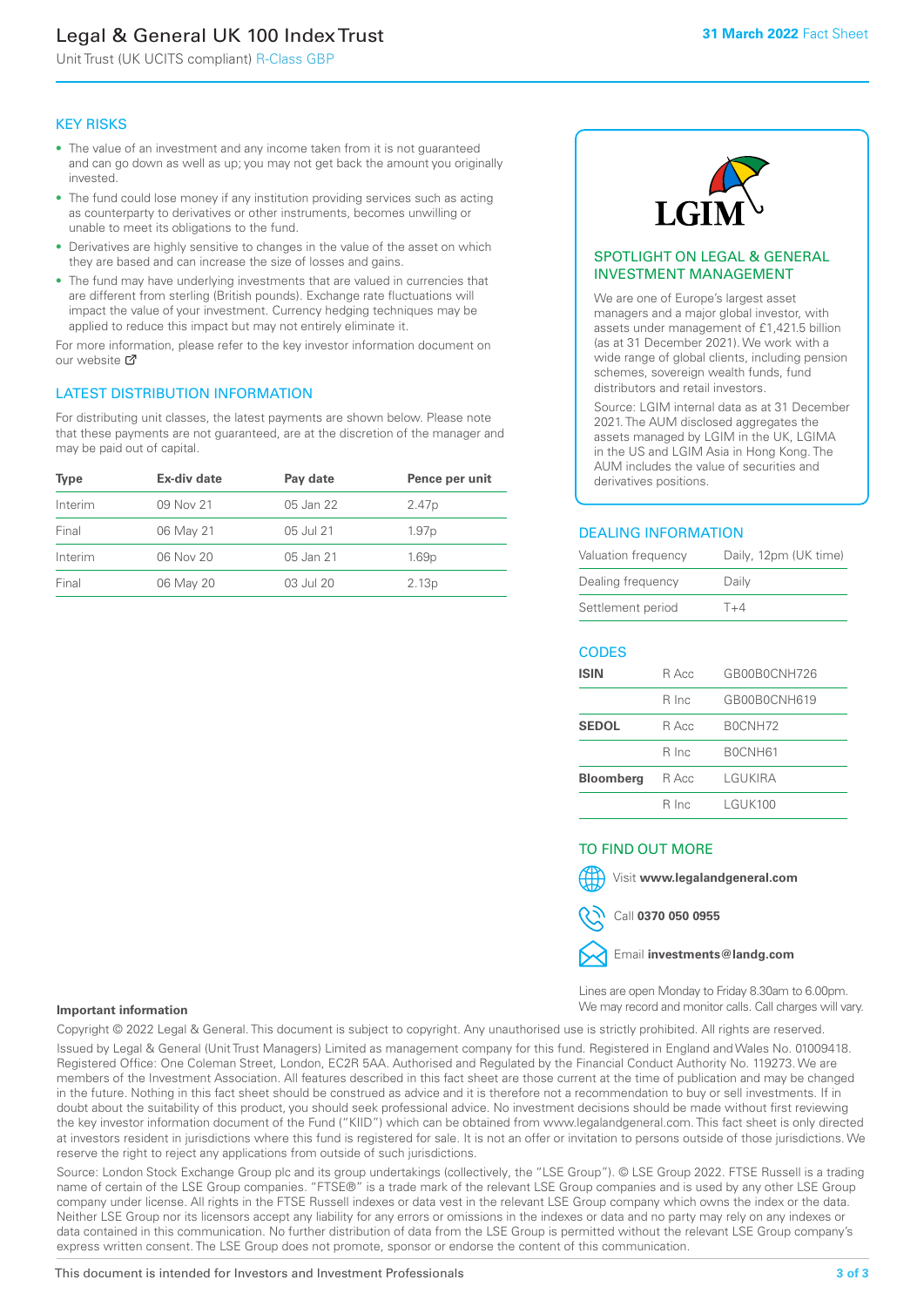# Legal & General UK 100 Index Trust

Unit Trust (UK UCITS compliant) R-Class GBP

31 March 2022 Fact Sheet

## KEY RISKS

- The value of an investment and any income taken from it is not guaranteed and can go down as well as up; you may not get back the amount you originally invested.
- The fund could lose money if any institution providing services such as acting as counterparty to derivatives or other instruments, becomes unwilling or unable to meet its obligations to the fund.
- Derivatives are highly sensitive to changes in the value of the asset on which they are based and can increase the size of losses and gains.
- The fund may have underlying investments that are valued in currencies that are different from sterling (British pounds). Exchange rate fluctuations will impact the value of your investment. Currency hedging techniques may be applied to reduce this impact but may not entirely eliminate it.

For more information, please refer to the key investor information document on our website

## LATEST DISTRIBUTION INFORMATION

For distributing unit classes, the latest payments are shown below. Please note that these payments are not guaranteed, are at the discretion of the manager and may be paid out of capital.

| Type | Ex-div date | Pay date | Pence per unit |
|---|---|---|---|
| Interim | 09 Nov 21 | 05 Jan 22 | 2.47p |
| Final | 06 May 21 | 05 Jul 21 | 1.97p |
| Interim | 06 Nov 20 | 05 Jan 21 | 1.69p |
| Final | 06 May 20 | 03 Jul 20 | 2.13p |

## SPOTLIGHT ON LEGAL & GENERAL INVESTMENT MANAGEMENT

We are one of Europe's largest asset managers and a major global investor, with assets under management of £1,421.5 billion (as at 31 December 2021). We work with a wide range of global clients, including pension schemes, sovereign wealth funds, fund distributors and retail investors.

Source: LGIM internal data as at 31 December 2021. The AUM disclosed aggregates the assets managed by LGIM in the UK, LGIMA in the US and LGIM Asia in Hong Kong. The AUM includes the value of securities and derivatives positions.

## DEALING INFORMATION

| | |
|---|---|
| Valuation frequency | Daily, 12pm (UK time) |
| Dealing frequency | Daily |
| Settlement period | T+4 |

## CODES

| | | |
|---|---|---|
| **ISIN** | R Acc | GB00B0CNH726 |
| | R Inc | GB00B0CNH619 |
| **SEDOL** | R Acc | B0CNH72 |
| | R Inc | B0CNH61 |
| **Bloomberg** | R Acc | LGUKIRA |
| | R Inc | LGUK100 |

## TO FIND OUT MORE

Visit **www.legalandgeneral.com**

Call **0370 050 0955**

Email **investments@landg.com**

Lines are open Monday to Friday 8.30am to 6.00pm. We may record and monitor calls. Call charges will vary.

**Important information**

Copyright © 2022 Legal & General. This document is subject to copyright. Any unauthorised use is strictly prohibited. All rights are reserved.

Issued by Legal & General (Unit Trust Managers) Limited as management company for this fund. Registered in England and Wales No. 01009418. Registered Office: One Coleman Street, London, EC2R 5AA. Authorised and Regulated by the Financial Conduct Authority No. 119273. We are members of the Investment Association. All features described in this fact sheet are those current at the time of publication and may be changed in the future. Nothing in this fact sheet should be construed as advice and it is therefore not a recommendation to buy or sell investments. If in doubt about the suitability of this product, you should seek professional advice. No investment decisions should be made without first reviewing the key investor information document of the Fund ("KIID") which can be obtained from www.legalandgeneral.com. This fact sheet is only directed at investors resident in jurisdictions where this fund is registered for sale. It is not an offer or invitation to persons outside of those jurisdictions. We reserve the right to reject any applications from outside of such jurisdictions.

Source: London Stock Exchange Group plc and its group undertakings (collectively, the "LSE Group"). © LSE Group 2022. FTSE Russell is a trading name of certain of the LSE Group companies. "FTSE®" is a trade mark of the relevant LSE Group companies and is used by any other LSE Group company under license. All rights in the FTSE Russell indexes or data vest in the relevant LSE Group company which owns the index or the data. Neither LSE Group nor its licensors accept any liability for any errors or omissions in the indexes or data and no party may rely on any indexes or data contained in this communication. No further distribution of data from the LSE Group is permitted without the relevant LSE Group company's express written consent. The LSE Group does not promote, sponsor or endorse the content of this communication.

This document is intended for Investors and Investment Professionals